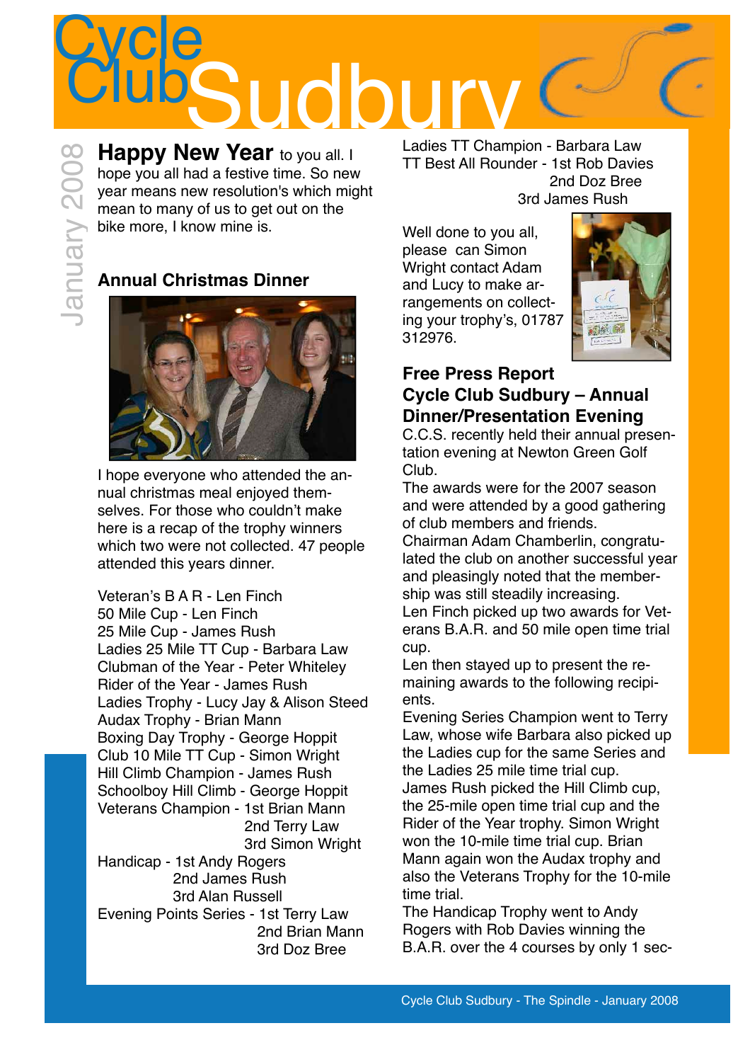# Cycle Club Sudbury

January 2008

**Happy New Year** to you all. I hope you all had a festive time. So new year means new resolution's which might mean to many of us to get out on the bike more, I know mine is.

### Annual Christmas Dinner

I hope everyone who attended the annual christmas meal enjoyed themselves. For those who couldn't make here is a recap of the trophy winners which two were not collected. 47 people attended this years dinner.

Veteran's B A R - Len Finch
50 Mile Cup - Len Finch
25 Mile Cup - James Rush
Ladies 25 Mile TT Cup - Barbara Law
Clubman of the Year - Peter Whiteley
Rider of the Year - James Rush
Ladies Trophy - Lucy Jay & Alison Steed
Audax Trophy - Brian Mann
Boxing Day Trophy - George Hoppit
Club 10 Mile TT Cup - Simon Wright
Hill Climb Champion - James Rush
Schoolboy Hill Climb - George Hoppit
Veterans Champion - 1st Brian Mann
2nd Terry Law
3rd Simon Wright
Handicap - 1st Andy Rogers
2nd James Rush
3rd Alan Russell
Evening Points Series - 1st Terry Law
2nd Brian Mann
3rd Doz Bree
Ladies TT Champion - Barbara Law
TT Best All Rounder - 1st Rob Davies
2nd Doz Bree
3rd James Rush

Well done to you all, please can Simon Wright contact Adam and Lucy to make arrangements on collecting your trophy's, 01787 312976.

### Free Press Report
### Cycle Club Sudbury – Annual Dinner/Presentation Evening

C.C.S. recently held their annual presentation evening at Newton Green Golf Club.

The awards were for the 2007 season and were attended by a good gathering of club members and friends.

Chairman Adam Chamberlin, congratulated the club on another successful year and pleasingly noted that the membership was still steadily increasing.

Len Finch picked up two awards for Veterans B.A.R. and 50 mile open time trial cup.

Len then stayed up to present the remaining awards to the following recipients.

Evening Series Champion went to Terry Law, whose wife Barbara also picked up the Ladies cup for the same Series and the Ladies 25 mile time trial cup.

James Rush picked the Hill Climb cup, the 25-mile open time trial cup and the Rider of the Year trophy. Simon Wright won the 10-mile time trial cup. Brian Mann again won the Audax trophy and also the Veterans Trophy for the 10-mile time trial.

The Handicap Trophy went to Andy Rogers with Rob Davies winning the B.A.R. over the 4 courses by only 1 sec-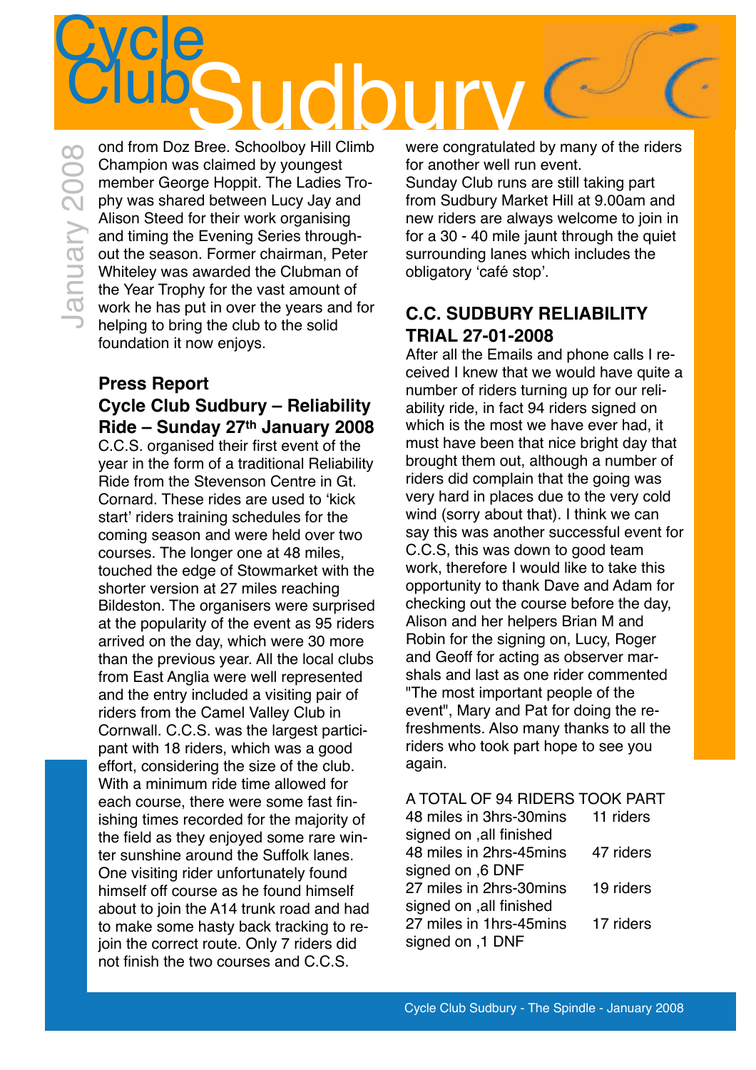ond from Doz Bree. Schoolboy Hill Climb Champion was claimed by youngest member George Hoppit. The Ladies Trophy was shared between Lucy Jay and Alison Steed for their work organising and timing the Evening Series throughout the season. Former chairman, Peter Whiteley was awarded the Clubman of the Year Trophy for the vast amount of work he has put in over the years and for helping to bring the club to the solid foundation it now enjoys.

### Press Report

### Cycle Club Sudbury – Reliability Ride – Sunday 27th January 2008

C.C.S. organised their first event of the year in the form of a traditional Reliability Ride from the Stevenson Centre in Gt. Cornard. These rides are used to 'kick start' riders training schedules for the coming season and were held over two courses. The longer one at 48 miles, touched the edge of Stowmarket with the shorter version at 27 miles reaching Bildeston. The organisers were surprised at the popularity of the event as 95 riders arrived on the day, which were 30 more than the previous year. All the local clubs from East Anglia were well represented and the entry included a visiting pair of riders from the Camel Valley Club in Cornwall. C.C.S. was the largest participant with 18 riders, which was a good effort, considering the size of the club. With a minimum ride time allowed for each course, there were some fast finishing times recorded for the majority of the field as they enjoyed some rare winter sunshine around the Suffolk lanes. One visiting rider unfortunately found himself off course as he found himself about to join the A14 trunk road and had to make some hasty back tracking to rejoin the correct route. Only 7 riders did not finish the two courses and C.C.S. were congratulated by many of the riders for another well run event.

Sunday Club runs are still taking part from Sudbury Market Hill at 9.00am and new riders are always welcome to join in for a 30 - 40 mile jaunt through the quiet surrounding lanes which includes the obligatory 'café stop'.

### C.C. SUDBURY RELIABILITY TRIAL 27-01-2008

After all the Emails and phone calls I received I knew that we would have quite a number of riders turning up for our reliability ride, in fact 94 riders signed on which is the most we have ever had, it must have been that nice bright day that brought them out, although a number of riders did complain that the going was very hard in places due to the very cold wind (sorry about that). I think we can say this was another successful event for C.C.S, this was down to good team work, therefore I would like to take this opportunity to thank Dave and Adam for checking out the course before the day, Alison and her helpers Brian M and Robin for the signing on, Lucy, Roger and Geoff for acting as observer marshals and last as one rider commented "The most important people of the event", Mary and Pat for doing the refreshments. Also many thanks to all the riders who took part hope to see you again.

A TOTAL OF 94 RIDERS TOOK PART

| | |
|---|---|
| 48 miles in 3hrs-30mins signed on ,all finished | 11 riders |
| 48 miles in 2hrs-45mins signed on ,6 DNF | 47 riders |
| 27 miles in 2hrs-30mins signed on ,all finished | 19 riders |
| 27 miles in 1hrs-45mins signed on ,1 DNF | 17 riders |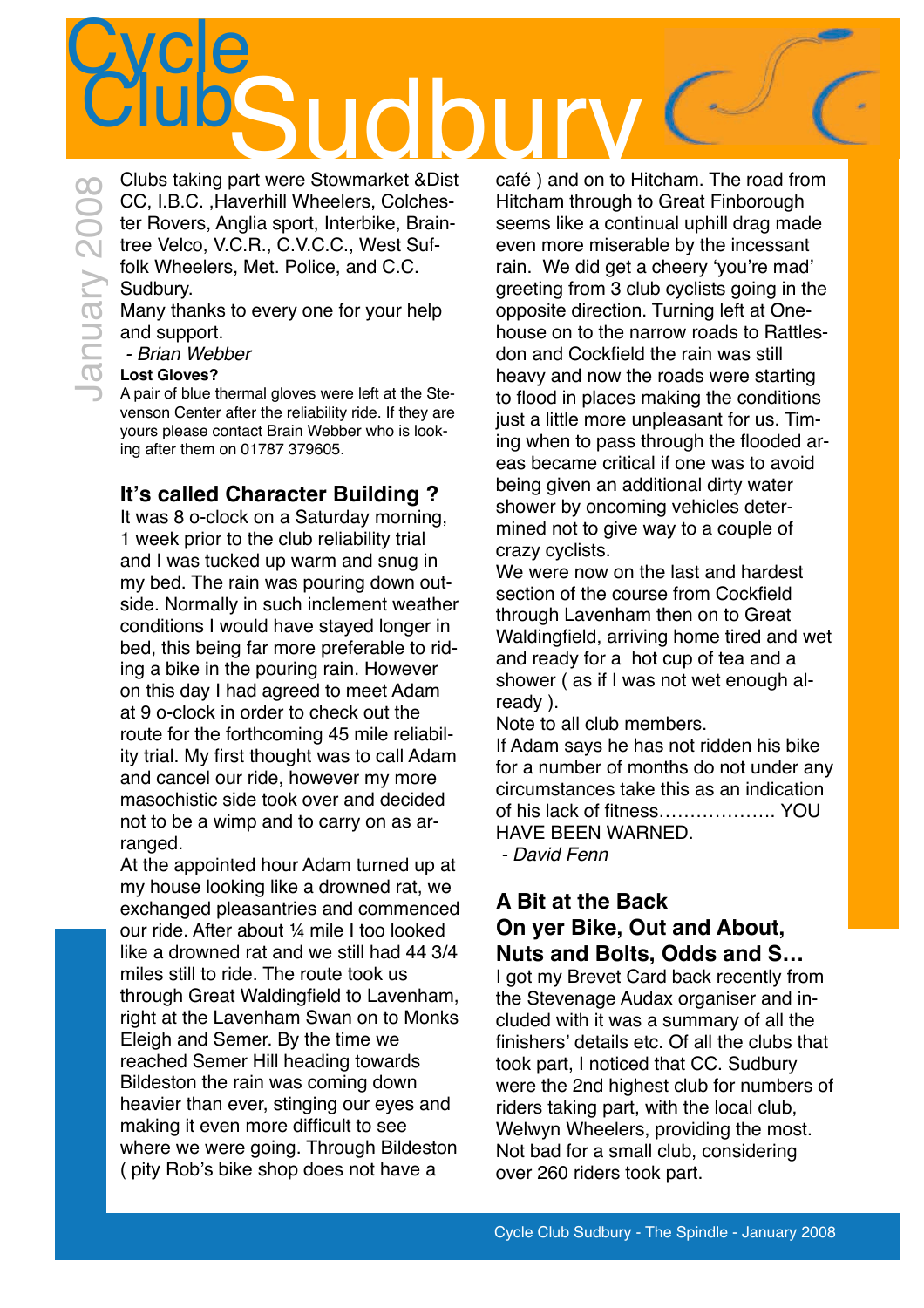Clubs taking part were Stowmarket &Dist CC, I.B.C. ,Haverhill Wheelers, Colchester Rovers, Anglia sport, Interbike, Braintree Velco, V.C.R., C.V.C.C., West Suffolk Wheelers, Met. Police, and C.C. Sudbury.

Many thanks to every one for your help and support.

*- Brian Webber*

**Lost Gloves?**

A pair of blue thermal gloves were left at the Stevenson Center after the reliability ride. If they are yours please contact Brain Webber who is looking after them on 01787 379605.

## It's called Character Building ?

It was 8 o-clock on a Saturday morning, 1 week prior to the club reliability trial and I was tucked up warm and snug in my bed. The rain was pouring down outside. Normally in such inclement weather conditions I would have stayed longer in bed, this being far more preferable to riding a bike in the pouring rain. However on this day I had agreed to meet Adam at 9 o-clock in order to check out the route for the forthcoming 45 mile reliability trial. My first thought was to call Adam and cancel our ride, however my more masochistic side took over and decided not to be a wimp and to carry on as arranged.

At the appointed hour Adam turned up at my house looking like a drowned rat, we exchanged pleasantries and commenced our ride. After about ¼ mile I too looked like a drowned rat and we still had 44 3/4 miles still to ride. The route took us through Great Waldingfield to Lavenham, right at the Lavenham Swan on to Monks Eleigh and Semer. By the time we reached Semer Hill heading towards Bildeston the rain was coming down heavier than ever, stinging our eyes and making it even more difficult to see where we were going. Through Bildeston ( pity Rob's bike shop does not have a café ) and on to Hitcham. The road from Hitcham through to Great Finborough seems like a continual uphill drag made even more miserable by the incessant rain. We did get a cheery 'you're mad' greeting from 3 club cyclists going in the opposite direction. Turning left at Onehouse on to the narrow roads to Rattlesdon and Cockfield the rain was still heavy and now the roads were starting to flood in places making the conditions just a little more unpleasant for us. Timing when to pass through the flooded areas became critical if one was to avoid being given an additional dirty water shower by oncoming vehicles determined not to give way to a couple of crazy cyclists.

We were now on the last and hardest section of the course from Cockfield through Lavenham then on to Great Waldingfield, arriving home tired and wet and ready for a hot cup of tea and a shower ( as if I was not wet enough already ).

Note to all club members.

If Adam says he has not ridden his bike for a number of months do not under any circumstances take this as an indication of his lack of fitness………………. YOU HAVE BEEN WARNED.

*- David Fenn*

## A Bit at the Back
## On yer Bike, Out and About, Nuts and Bolts, Odds and S…

I got my Brevet Card back recently from the Stevenage Audax organiser and included with it was a summary of all the finishers' details etc. Of all the clubs that took part, I noticed that CC. Sudbury were the 2nd highest club for numbers of riders taking part, with the local club, Welwyn Wheelers, providing the most. Not bad for a small club, considering over 260 riders took part.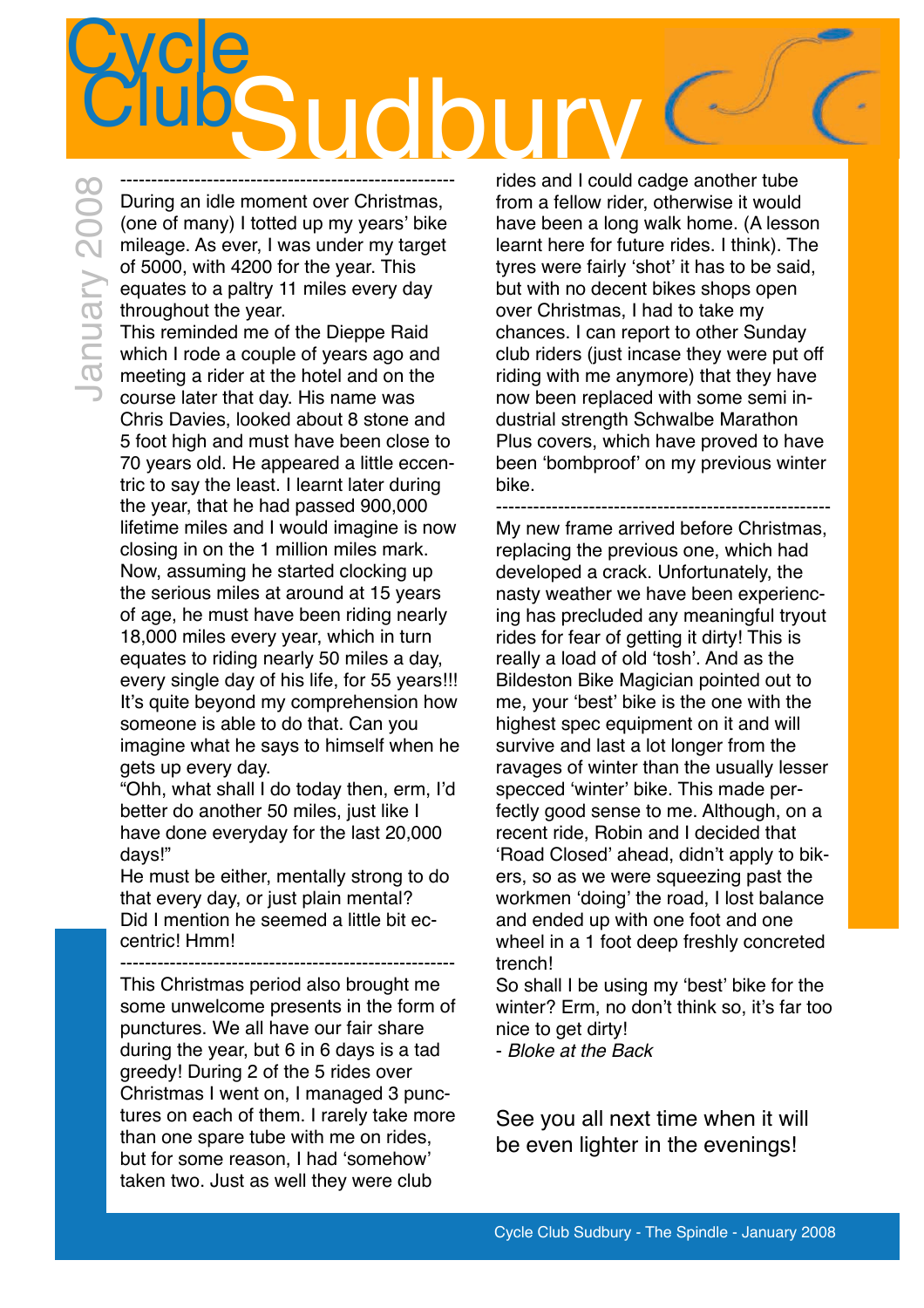# Cycle Club Sudbury

January 2008

---

During an idle moment over Christmas, (one of many) I totted up my years' bike mileage. As ever, I was under my target of 5000, with 4200 for the year. This equates to a paltry 11 miles every day throughout the year.

This reminded me of the Dieppe Raid which I rode a couple of years ago and meeting a rider at the hotel and on the course later that day. His name was Chris Davies, looked about 8 stone and 5 foot high and must have been close to 70 years old. He appeared a little eccentric to say the least. I learnt later during the year, that he had passed 900,000 lifetime miles and I would imagine is now closing in on the 1 million miles mark. Now, assuming he started clocking up the serious miles at around at 15 years of age, he must have been riding nearly 18,000 miles every year, which in turn equates to riding nearly 50 miles a day, every single day of his life, for 55 years!!! It's quite beyond my comprehension how someone is able to do that. Can you imagine what he says to himself when he gets up every day.

"Ohh, what shall I do today then, erm, I'd better do another 50 miles, just like I have done everyday for the last 20,000 days!"

He must be either, mentally strong to do that every day, or just plain mental? Did I mention he seemed a little bit eccentric! Hmm!

---

This Christmas period also brought me some unwelcome presents in the form of punctures. We all have our fair share during the year, but 6 in 6 days is a tad greedy! During 2 of the 5 rides over Christmas I went on, I managed 3 punctures on each of them. I rarely take more than one spare tube with me on rides, but for some reason, I had 'somehow' taken two. Just as well they were club rides and I could cadge another tube from a fellow rider, otherwise it would have been a long walk home. (A lesson learnt here for future rides. I think). The tyres were fairly 'shot' it has to be said, but with no decent bikes shops open over Christmas, I had to take my chances. I can report to other Sunday club riders (just incase they were put off riding with me anymore) that they have now been replaced with some semi industrial strength Schwalbe Marathon Plus covers, which have proved to have been 'bombproof' on my previous winter bike.

---

My new frame arrived before Christmas, replacing the previous one, which had developed a crack. Unfortunately, the nasty weather we have been experiencing has precluded any meaningful tryout rides for fear of getting it dirty! This is really a load of old 'tosh'. And as the Bildeston Bike Magician pointed out to me, your 'best' bike is the one with the highest spec equipment on it and will survive and last a lot longer from the ravages of winter than the usually lesser specced 'winter' bike. This made perfectly good sense to me. Although, on a recent ride, Robin and I decided that 'Road Closed' ahead, didn't apply to bikers, so as we were squeezing past the workmen 'doing' the road, I lost balance and ended up with one foot and one wheel in a 1 foot deep freshly concreted trench!

So shall I be using my 'best' bike for the winter? Erm, no don't think so, it's far too nice to get dirty!

- *Bloke at the Back*

See you all next time when it will be even lighter in the evenings!